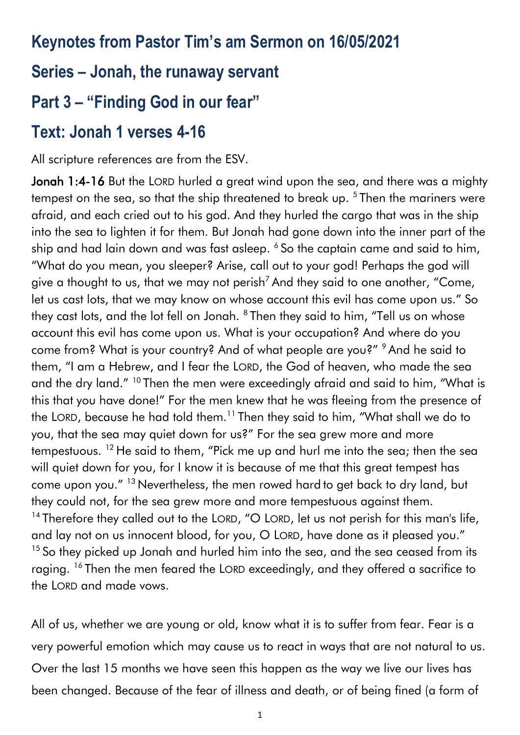# Keynotes from Pastor Tim's am Sermon on 16/05/2021

## Series – Jonah, the runaway servant

## Part 3 – "Finding God in our fear"

## Text: Jonah 1 verses 4-16

All scripture references are from the ESV.

**Jonah 1:4-16** But the LORD hurled a great wind upon the sea, and there was a mighty tempest on the sea, so that the ship threatened to break up. [5] Then the mariners were afraid, and each cried out to his god. And they hurled the cargo that was in the ship into the sea to lighten it for them. But Jonah had gone down into the inner part of the ship and had lain down and was fast asleep. [6] So the captain came and said to him, "What do you mean, you sleeper? Arise, call out to your god! Perhaps the god will give a thought to us, that we may not perish[7] And they said to one another, "Come, let us cast lots, that we may know on whose account this evil has come upon us." So they cast lots, and the lot fell on Jonah. [8] Then they said to him, "Tell us on whose account this evil has come upon us. What is your occupation? And where do you come from? What is your country? And of what people are you?" [9] And he said to them, "I am a Hebrew, and I fear the LORD, the God of heaven, who made the sea and the dry land." [10] Then the men were exceedingly afraid and said to him, "What is this that you have done!" For the men knew that he was fleeing from the presence of the LORD, because he had told them.[11] Then they said to him, "What shall we do to you, that the sea may quiet down for us?" For the sea grew more and more tempestuous. [12] He said to them, "Pick me up and hurl me into the sea; then the sea will quiet down for you, for I know it is because of me that this great tempest has come upon you." [13] Nevertheless, the men rowed hard to get back to dry land, but they could not, for the sea grew more and more tempestuous against them. [14] Therefore they called out to the LORD, "O LORD, let us not perish for this man's life, and lay not on us innocent blood, for you, O LORD, have done as it pleased you." [15] So they picked up Jonah and hurled him into the sea, and the sea ceased from its raging. [16] Then the men feared the LORD exceedingly, and they offered a sacrifice to the LORD and made vows.

All of us, whether we are young or old, know what it is to suffer from fear. Fear is a very powerful emotion which may cause us to react in ways that are not natural to us. Over the last 15 months we have seen this happen as the way we live our lives has been changed. Because of the fear of illness and death, or of being fined (a form of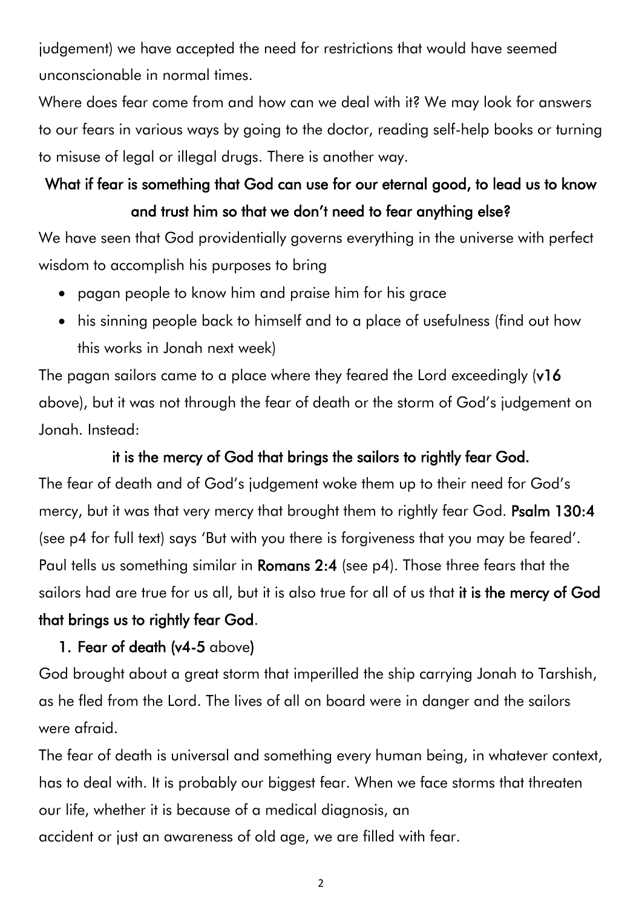judgement) we have accepted the need for restrictions that would have seemed unconscionable in normal times.

Where does fear come from and how can we deal with it? We may look for answers to our fears in various ways by going to the doctor, reading self-help books or turning to misuse of legal or illegal drugs. There is another way.

**What if fear is something that God can use for our eternal good, to lead us to know and trust him so that we don't need to fear anything else?**

We have seen that God providentially governs everything in the universe with perfect wisdom to accomplish his purposes to bring

- pagan people to know him and praise him for his grace
- his sinning people back to himself and to a place of usefulness (find out how this works in Jonah next week)

The pagan sailors came to a place where they feared the Lord exceedingly (**v16** above), but it was not through the fear of death or the storm of God's judgement on Jonah. Instead:

**it is the mercy of God that brings the sailors to rightly fear God.**

The fear of death and of God's judgement woke them up to their need for God's mercy, but it was that very mercy that brought them to rightly fear God. **Psalm 130:4** (see p4 for full text) says 'But with you there is forgiveness that you may be feared'. Paul tells us something similar in **Romans 2:4** (see p4). Those three fears that the sailors had are true for us all, but it is also true for all of us that **it is the mercy of God that brings us to rightly fear God**.

1. **Fear of death (v4-5** above**)**

God brought about a great storm that imperilled the ship carrying Jonah to Tarshish, as he fled from the Lord. The lives of all on board were in danger and the sailors were afraid.

The fear of death is universal and something every human being, in whatever context, has to deal with. It is probably our biggest fear. When we face storms that threaten our life, whether it is because of a medical diagnosis, an accident or just an awareness of old age, we are filled with fear.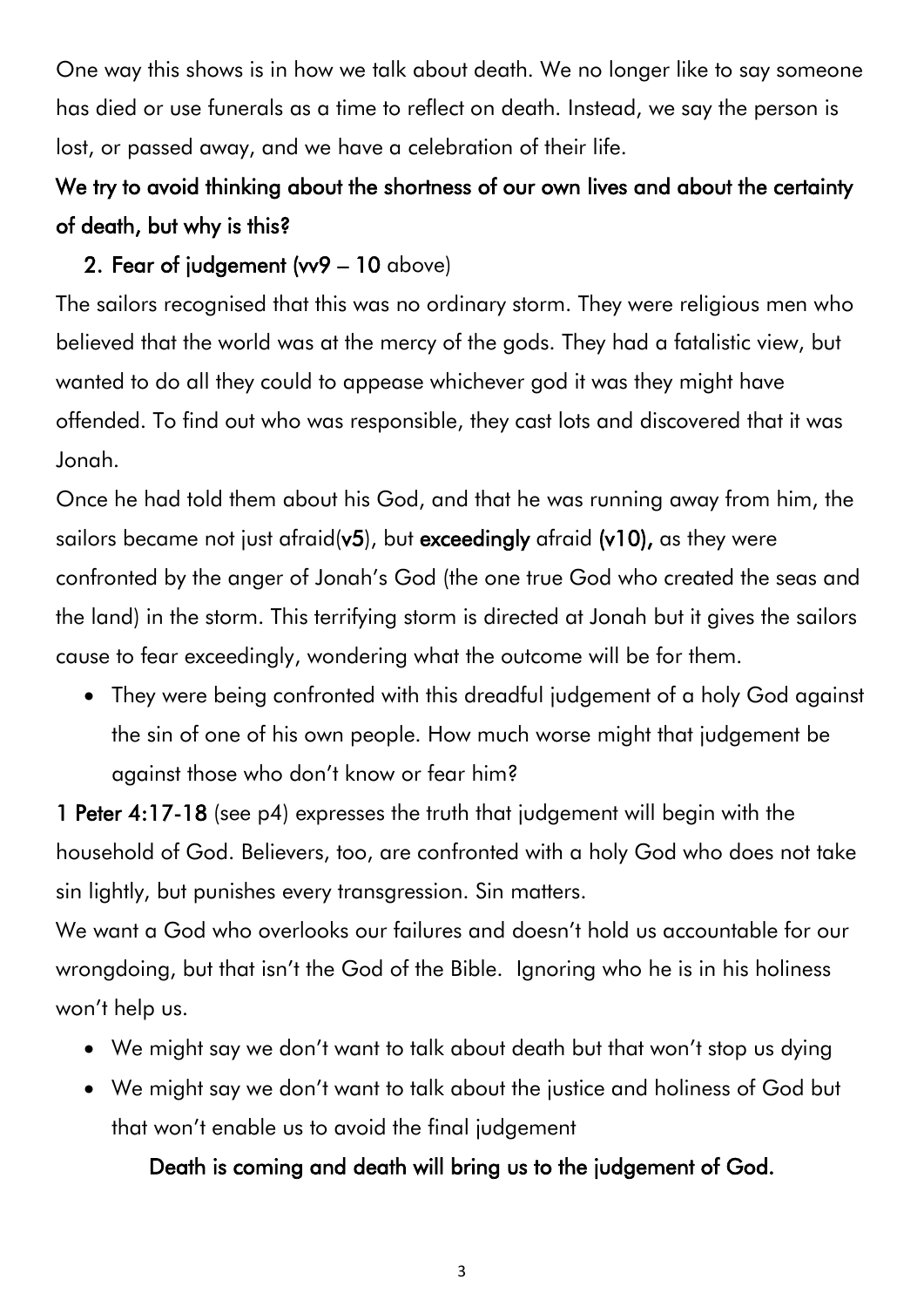One way this shows is in how we talk about death. We no longer like to say someone has died or use funerals as a time to reflect on death. Instead, we say the person is lost, or passed away, and we have a celebration of their life.

**We try to avoid thinking about the shortness of our own lives and about the certainty of death, but why is this?**

2. **Fear of judgement (vv9 – 10** above)

The sailors recognised that this was no ordinary storm. They were religious men who believed that the world was at the mercy of the gods. They had a fatalistic view, but wanted to do all they could to appease whichever god it was they might have offended. To find out who was responsible, they cast lots and discovered that it was Jonah.

Once he had told them about his God, and that he was running away from him, the sailors became not just afraid(**v5**), but **exceedingly** afraid **(v10),** as they were confronted by the anger of Jonah's God (the one true God who created the seas and the land) in the storm. This terrifying storm is directed at Jonah but it gives the sailors cause to fear exceedingly, wondering what the outcome will be for them.

- They were being confronted with this dreadful judgement of a holy God against the sin of one of his own people. How much worse might that judgement be against those who don't know or fear him?

**1 Peter 4:17-18** (see p4) expresses the truth that judgement will begin with the household of God. Believers, too, are confronted with a holy God who does not take sin lightly, but punishes every transgression. Sin matters.

We want a God who overlooks our failures and doesn't hold us accountable for our wrongdoing, but that isn't the God of the Bible. Ignoring who he is in his holiness won't help us.

- We might say we don't want to talk about death but that won't stop us dying
- We might say we don't want to talk about the justice and holiness of God but that won't enable us to avoid the final judgement

**Death is coming and death will bring us to the judgement of God.**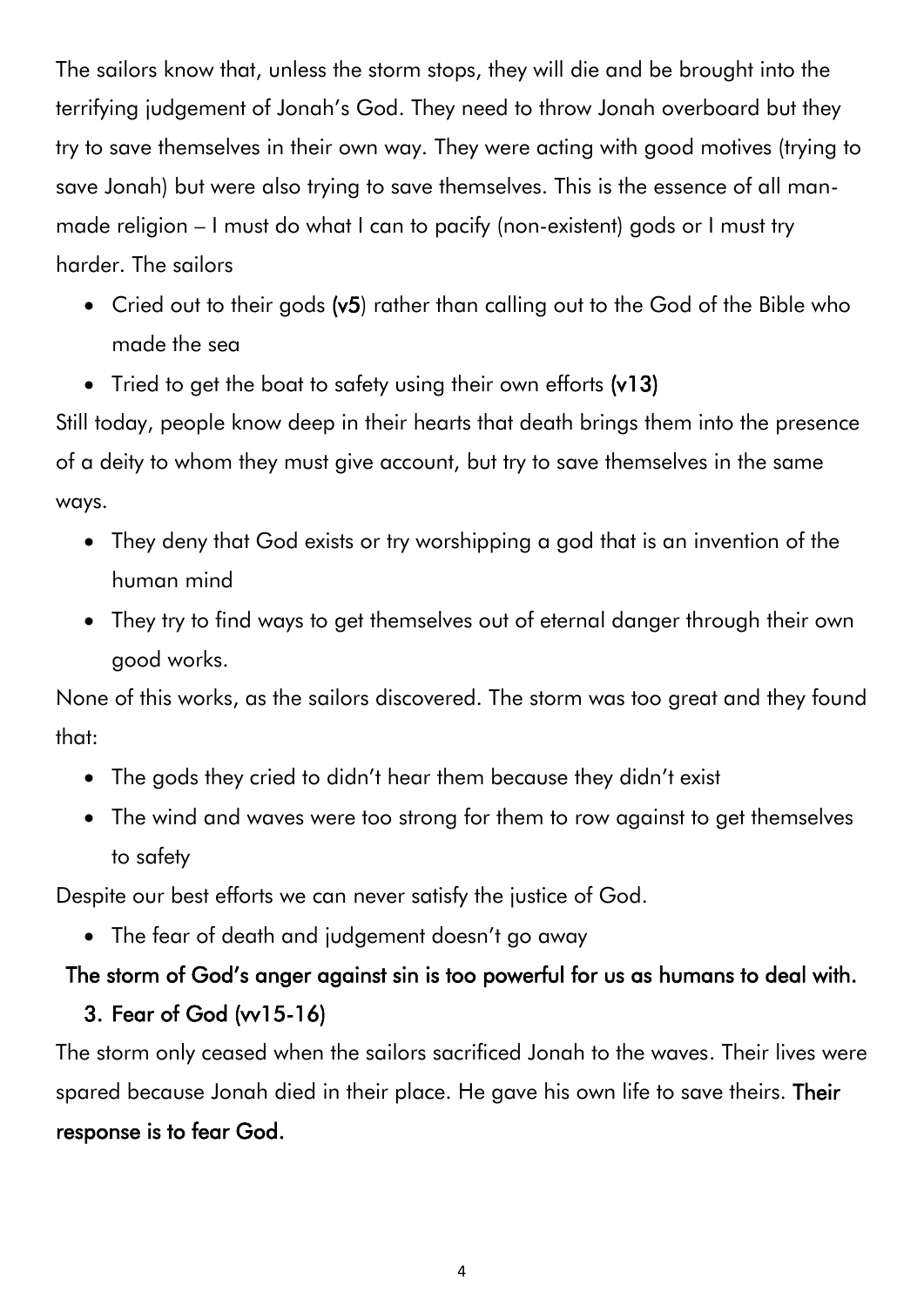The sailors know that, unless the storm stops, they will die and be brought into the terrifying judgement of Jonah's God. They need to throw Jonah overboard but they try to save themselves in their own way. They were acting with good motives (trying to save Jonah) but were also trying to save themselves. This is the essence of all man-made religion – I must do what I can to pacify (non-existent) gods or I must try harder. The sailors

- Cried out to their gods **(v5)** rather than calling out to the God of the Bible who made the sea
- Tried to get the boat to safety using their own efforts **(v13)**

Still today, people know deep in their hearts that death brings them into the presence of a deity to whom they must give account, but try to save themselves in the same ways.

- They deny that God exists or try worshipping a god that is an invention of the human mind
- They try to find ways to get themselves out of eternal danger through their own good works.

None of this works, as the sailors discovered. The storm was too great and they found that:

- The gods they cried to didn't hear them because they didn't exist
- The wind and waves were too strong for them to row against to get themselves to safety

Despite our best efforts we can never satisfy the justice of God.

- The fear of death and judgement doesn't go away

**The storm of God's anger against sin is too powerful for us as humans to deal with.**

3. **Fear of God (vv15-16)**

The storm only ceased when the sailors sacrificed Jonah to the waves. Their lives were spared because Jonah died in their place. He gave his own life to save theirs. **Their response is to fear God.**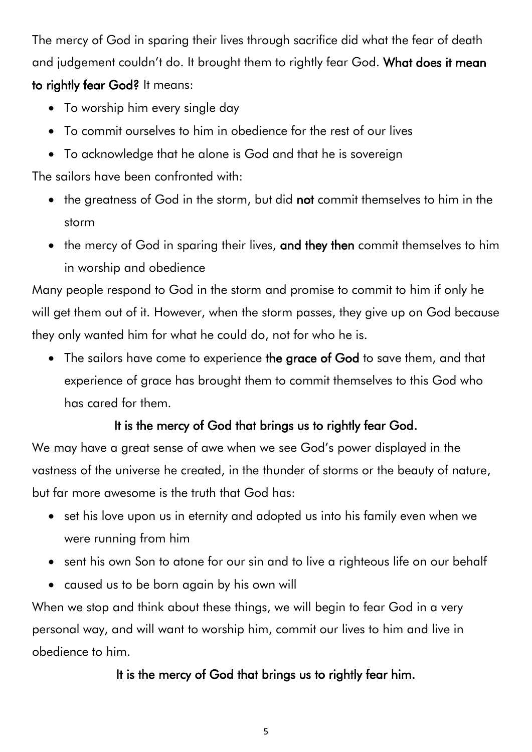The mercy of God in sparing their lives through sacrifice did what the fear of death and judgement couldn't do. It brought them to rightly fear God. **What does it mean to rightly fear God?** It means:

- To worship him every single day
- To commit ourselves to him in obedience for the rest of our lives
- To acknowledge that he alone is God and that he is sovereign

The sailors have been confronted with:

- the greatness of God in the storm, but did **not** commit themselves to him in the storm
- the mercy of God in sparing their lives, **and they then** commit themselves to him in worship and obedience

Many people respond to God in the storm and promise to commit to him if only he will get them out of it. However, when the storm passes, they give up on God because they only wanted him for what he could do, not for who he is.

- The sailors have come to experience **the grace of God** to save them, and that experience of grace has brought them to commit themselves to this God who has cared for them.

**It is the mercy of God that brings us to rightly fear God.**

We may have a great sense of awe when we see God's power displayed in the vastness of the universe he created, in the thunder of storms or the beauty of nature, but far more awesome is the truth that God has:

- set his love upon us in eternity and adopted us into his family even when we were running from him
- sent his own Son to atone for our sin and to live a righteous life on our behalf
- caused us to be born again by his own will

When we stop and think about these things, we will begin to fear God in a very personal way, and will want to worship him, commit our lives to him and live in obedience to him.

**It is the mercy of God that brings us to rightly fear him.**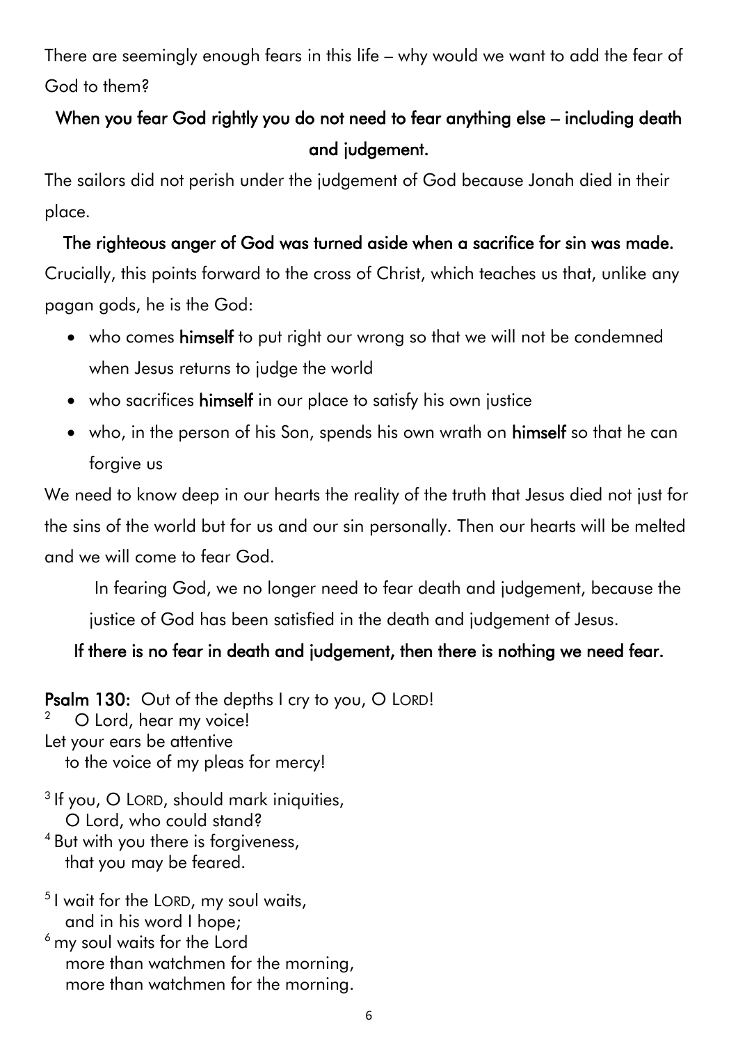There are seemingly enough fears in this life – why would we want to add the fear of God to them?

**When you fear God rightly you do not need to fear anything else – including death and judgement.**

The sailors did not perish under the judgement of God because Jonah died in their place.

**The righteous anger of God was turned aside when a sacrifice for sin was made.**

Crucially, this points forward to the cross of Christ, which teaches us that, unlike any pagan gods, he is the God:

- who comes **himself** to put right our wrong so that we will not be condemned when Jesus returns to judge the world
- who sacrifices **himself** in our place to satisfy his own justice
- who, in the person of his Son, spends his own wrath on **himself** so that he can forgive us

We need to know deep in our hearts the reality of the truth that Jesus died not just for the sins of the world but for us and our sin personally. Then our hearts will be melted and we will come to fear God.

> In fearing God, we no longer need to fear death and judgement, because the justice of God has been satisfied in the death and judgement of Jesus.

**If there is no fear in death and judgement, then there is nothing we need fear.**

**Psalm 130:** Out of the depths I cry to you, O LORD!
[2] O Lord, hear my voice!
Let your ears be attentive
to the voice of my pleas for mercy!

[3] If you, O LORD, should mark iniquities,
O Lord, who could stand?
[4] But with you there is forgiveness,
that you may be feared.

[5] I wait for the LORD, my soul waits,
and in his word I hope;
[6] my soul waits for the Lord
more than watchmen for the morning,
more than watchmen for the morning.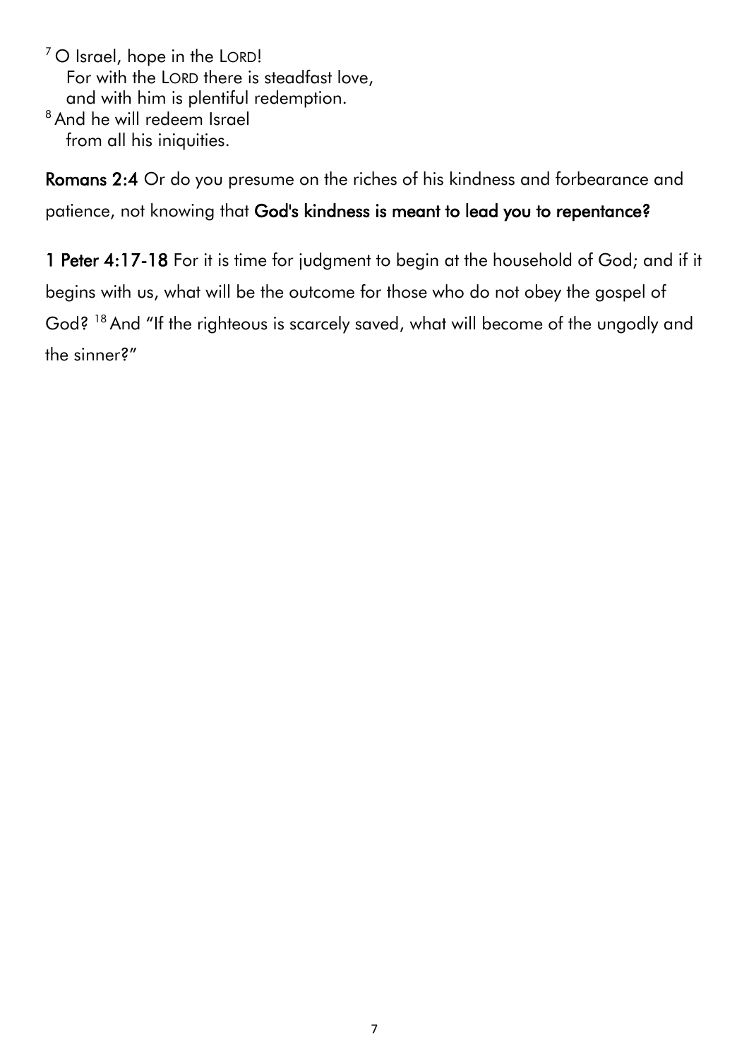[7] O Israel, hope in the LORD!
For with the LORD there is steadfast love,
and with him is plentiful redemption.
[8] And he will redeem Israel
from all his iniquities.

**Romans 2:4** Or do you presume on the riches of his kindness and forbearance and patience, not knowing that **God's kindness is meant to lead you to repentance?**

**1 Peter 4:17-18** For it is time for judgment to begin at the household of God; and if it begins with us, what will be the outcome for those who do not obey the gospel of God? [18] And "If the righteous is scarcely saved, what will become of the ungodly and the sinner?"